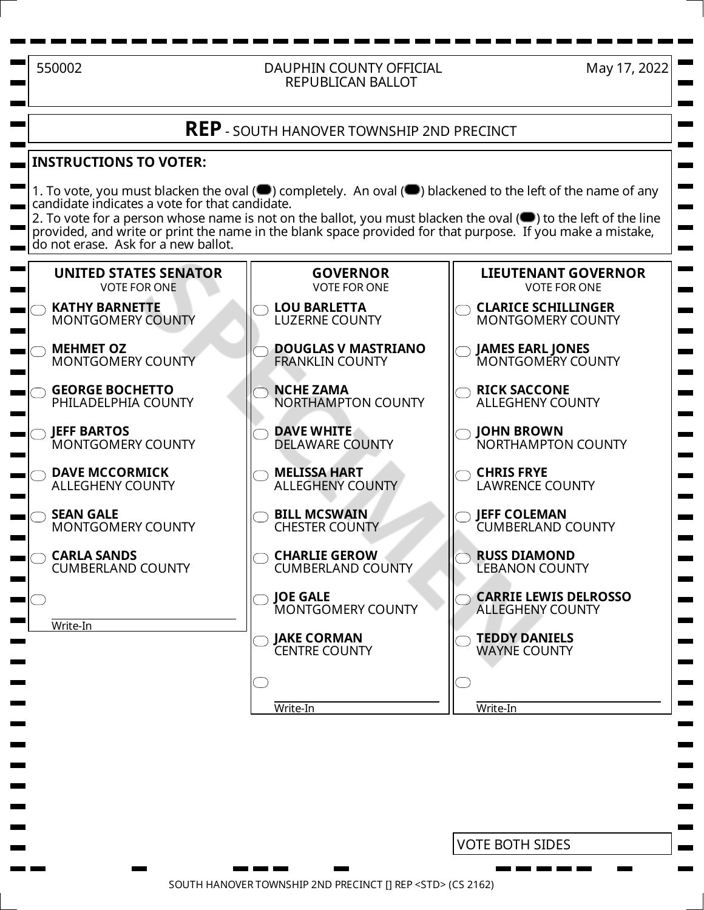550002

DAUPHIN COUNTY OFFICIAL
REPUBLICAN BALLOT

May 17, 2022

# REP - SOUTH HANOVER TOWNSHIP 2ND PRECINCT

**INSTRUCTIONS TO VOTER:**

1. To vote, you must blacken the oval (⬬) completely. An oval (⬬) blackened to the left of the name of any candidate indicates a vote for that candidate.
2. To vote for a person whose name is not on the ballot, you must blacken the oval (⬬) to the left of the line provided, and write or print the name in the blank space provided for that purpose. If you make a mistake, do not erase. Ask for a new ballot.

## UNITED STATES SENATOR
VOTE FOR ONE

- ⬭ **KATHY BARNETTE** MONTGOMERY COUNTY
- ⬭ **MEHMET OZ** MONTGOMERY COUNTY
- ⬭ **GEORGE BOCHETTO** PHILADELPHIA COUNTY
- ⬭ **JEFF BARTOS** MONTGOMERY COUNTY
- ⬭ **DAVE MCCORMICK** ALLEGHENY COUNTY
- ⬭ **SEAN GALE** MONTGOMERY COUNTY
- ⬭ **CARLA SANDS** CUMBERLAND COUNTY
- ⬭ ______________ Write-In

## GOVERNOR
VOTE FOR ONE

- ⬭ **LOU BARLETTA** LUZERNE COUNTY
- ⬭ **DOUGLAS V MASTRIANO** FRANKLIN COUNTY
- ⬭ **NCHE ZAMA** NORTHAMPTON COUNTY
- ⬭ **DAVE WHITE** DELAWARE COUNTY
- ⬭ **MELISSA HART** ALLEGHENY COUNTY
- ⬭ **BILL MCSWAIN** CHESTER COUNTY
- ⬭ **CHARLIE GEROW** CUMBERLAND COUNTY
- ⬭ **JOE GALE** MONTGOMERY COUNTY
- ⬭ **JAKE CORMAN** CENTRE COUNTY
- ⬭ ______________ Write-In

## LIEUTENANT GOVERNOR
VOTE FOR ONE

- ⬭ **CLARICE SCHILLINGER** MONTGOMERY COUNTY
- ⬭ **JAMES EARL JONES** MONTGOMERY COUNTY
- ⬭ **RICK SACCONE** ALLEGHENY COUNTY
- ⬭ **JOHN BROWN** NORTHAMPTON COUNTY
- ⬭ **CHRIS FRYE** LAWRENCE COUNTY
- ⬭ **JEFF COLEMAN** CUMBERLAND COUNTY
- ⬭ **RUSS DIAMOND** LEBANON COUNTY
- ⬭ **CARRIE LEWIS DELROSSO** ALLEGHENY COUNTY
- ⬭ **TEDDY DANIELS** WAYNE COUNTY
- ⬭ ______________ Write-In

VOTE BOTH SIDES

SOUTH HANOVER TOWNSHIP 2ND PRECINCT [] REP <STD> (CS 2162)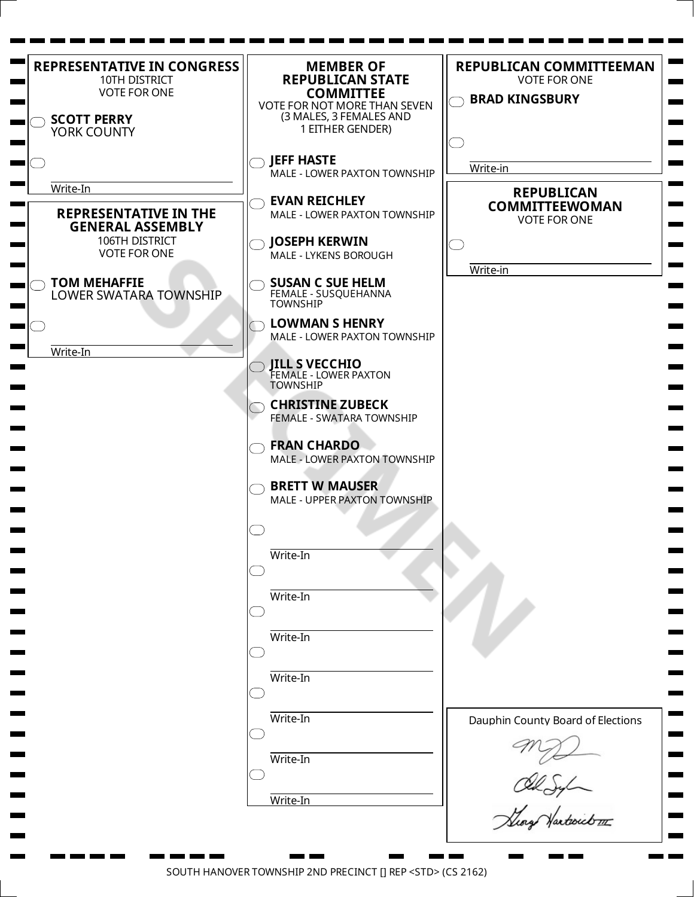## REPRESENTATIVE IN CONGRESS

10TH DISTRICT
VOTE FOR ONE

- SCOTT PERRY
  YORK COUNTY
- Write-In

## REPRESENTATIVE IN THE GENERAL ASSEMBLY

106TH DISTRICT
VOTE FOR ONE

- TOM MEHAFFIE
  LOWER SWATARA TOWNSHIP
- Write-In

## MEMBER OF REPUBLICAN STATE COMMITTEE

VOTE FOR NOT MORE THAN SEVEN
(3 MALES, 3 FEMALES AND 1 EITHER GENDER)

- JEFF HASTE
  MALE - LOWER PAXTON TOWNSHIP
- EVAN REICHLEY
  MALE - LOWER PAXTON TOWNSHIP
- JOSEPH KERWIN
  MALE - LYKENS BOROUGH
- SUSAN C SUE HELM
  FEMALE - SUSQUEHANNA TOWNSHIP
- LOWMAN S HENRY
  MALE - LOWER PAXTON TOWNSHIP
- JILL S VECCHIO
  FEMALE - LOWER PAXTON TOWNSHIP
- CHRISTINE ZUBECK
  FEMALE - SWATARA TOWNSHIP
- FRAN CHARDO
  MALE - LOWER PAXTON TOWNSHIP
- BRETT W MAUSER
  MALE - UPPER PAXTON TOWNSHIP
- Write-In
- Write-In
- Write-In
- Write-In
- Write-In
- Write-In
- Write-In

## REPUBLICAN COMMITTEEMAN

VOTE FOR ONE

- BRAD KINGSBURY
- Write-in

## REPUBLICAN COMMITTEEWOMAN

VOTE FOR ONE

- Write-in

Dauphin County Board of Elections

SOUTH HANOVER TOWNSHIP 2ND PRECINCT [] REP <STD> (CS 2162)